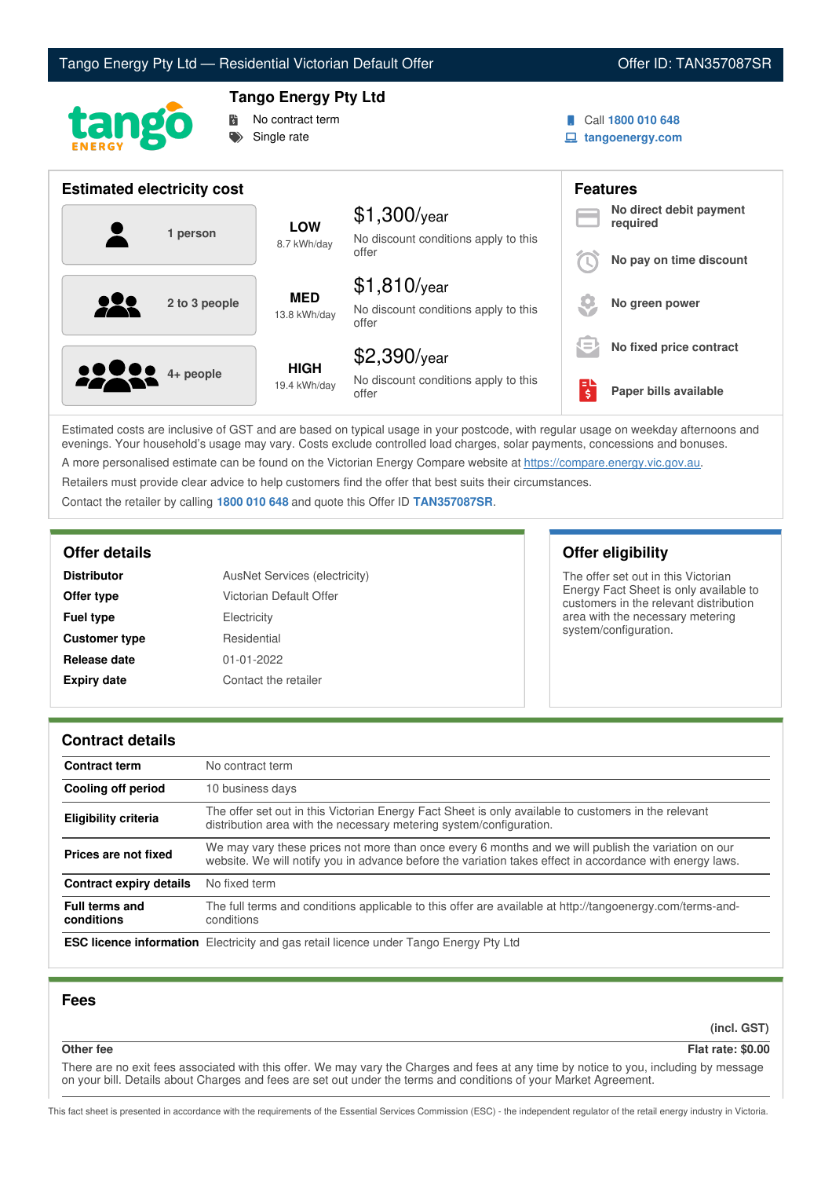Tango Energy Pty Ltd — Residential Victorian Default Offer | Offer ID: TAN357087SR

# Tango Energy Pty Ltd

- No contract term
- Single rate

Call **1800 010 648**
**tangoenergy.com**

## Estimated electricity cost

| Household | Usage | Cost |
|---|---|---|
| 1 person | **LOW** 8.7 kWh/day | $1,300/year — No discount conditions apply to this offer |
| 2 to 3 people | **MED** 13.8 kWh/day | $1,810/year — No discount conditions apply to this offer |
| 4+ people | **HIGH** 19.4 kWh/day | $2,390/year — No discount conditions apply to this offer |

## Features

- **No direct debit payment required**
- **No pay on time discount**
- **No green power**
- **No fixed price contract**
- **Paper bills available**

Estimated costs are inclusive of GST and are based on typical usage in your postcode, with regular usage on weekday afternoons and evenings. Your household's usage may vary. Costs exclude controlled load charges, solar payments, concessions and bonuses.

A more personalised estimate can be found on the Victorian Energy Compare website at https://compare.energy.vic.gov.au.

Retailers must provide clear advice to help customers find the offer that best suits their circumstances.

Contact the retailer by calling **1800 010 648** and quote this Offer ID **TAN357087SR**.

## Offer details

| | |
|---|---|
| **Distributor** | AusNet Services (electricity) |
| **Offer type** | Victorian Default Offer |
| **Fuel type** | Electricity |
| **Customer type** | Residential |
| **Release date** | 01-01-2022 |
| **Expiry date** | Contact the retailer |

## Offer eligibility

The offer set out in this Victorian Energy Fact Sheet is only available to customers in the relevant distribution area with the necessary metering system/configuration.

## Contract details

| | |
|---|---|
| **Contract term** | No contract term |
| **Cooling off period** | 10 business days |
| **Eligibility criteria** | The offer set out in this Victorian Energy Fact Sheet is only available to customers in the relevant distribution area with the necessary metering system/configuration. |
| **Prices are not fixed** | We may vary these prices not more than once every 6 months and we will publish the variation on our website. We will notify you in advance before the variation takes effect in accordance with energy laws. |
| **Contract expiry details** | No fixed term |
| **Full terms and conditions** | The full terms and conditions applicable to this offer are available at http://tangoenergy.com/terms-and-conditions |
| **ESC licence information** | Electricity and gas retail licence under Tango Energy Pty Ltd |

## Fees

| | (incl. GST) |
|---|---|
| **Other fee** | **Flat rate: $0.00** |

There are no exit fees associated with this offer. We may vary the Charges and fees at any time by notice to you, including by message on your bill. Details about Charges and fees are set out under the terms and conditions of your Market Agreement.

This fact sheet is presented in accordance with the requirements of the Essential Services Commission (ESC) - the independent regulator of the retail energy industry in Victoria.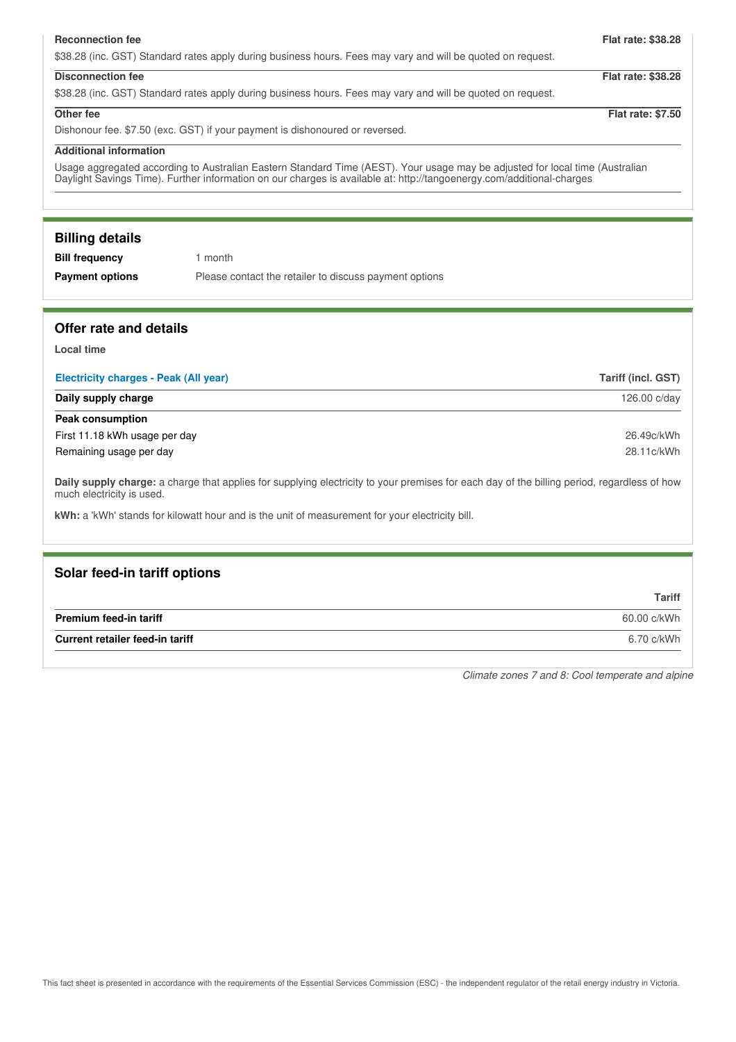**Reconnection fee** | **Flat rate: $38.28**

$38.28 (inc. GST) Standard rates apply during business hours. Fees may vary and will be quoted on request.

**Disconnection fee** | **Flat rate: $38.28**

$38.28 (inc. GST) Standard rates apply during business hours. Fees may vary and will be quoted on request.

**Other fee** | **Flat rate: $7.50**

Dishonour fee. $7.50 (exc. GST) if your payment is dishonoured or reversed.

**Additional information**

Usage aggregated according to Australian Eastern Standard Time (AEST). Your usage may be adjusted for local time (Australian Daylight Savings Time). Further information on our charges is available at: http://tangoenergy.com/additional-charges

## Billing details

| | |
|---|---|
| **Bill frequency** | 1 month |
| **Payment options** | Please contact the retailer to discuss payment options |

## Offer rate and details

**Local time**

| Electricity charges - Peak (All year) | Tariff (incl. GST) |
|---|---|
| **Daily supply charge** | 126.00 c/day |
| **Peak consumption** | |
| First 11.18 kWh usage per day | 26.49c/kWh |
| Remaining usage per day | 28.11c/kWh |

**Daily supply charge:** a charge that applies for supplying electricity to your premises for each day of the billing period, regardless of how much electricity is used.

**kWh:** a 'kWh' stands for kilowatt hour and is the unit of measurement for your electricity bill.

## Solar feed-in tariff options

| | Tariff |
|---|---|
| **Premium feed-in tariff** | 60.00 c/kWh |
| **Current retailer feed-in tariff** | 6.70 c/kWh |

*Climate zones 7 and 8: Cool temperate and alpine*

This fact sheet is presented in accordance with the requirements of the Essential Services Commission (ESC) - the independent regulator of the retail energy industry in Victoria.